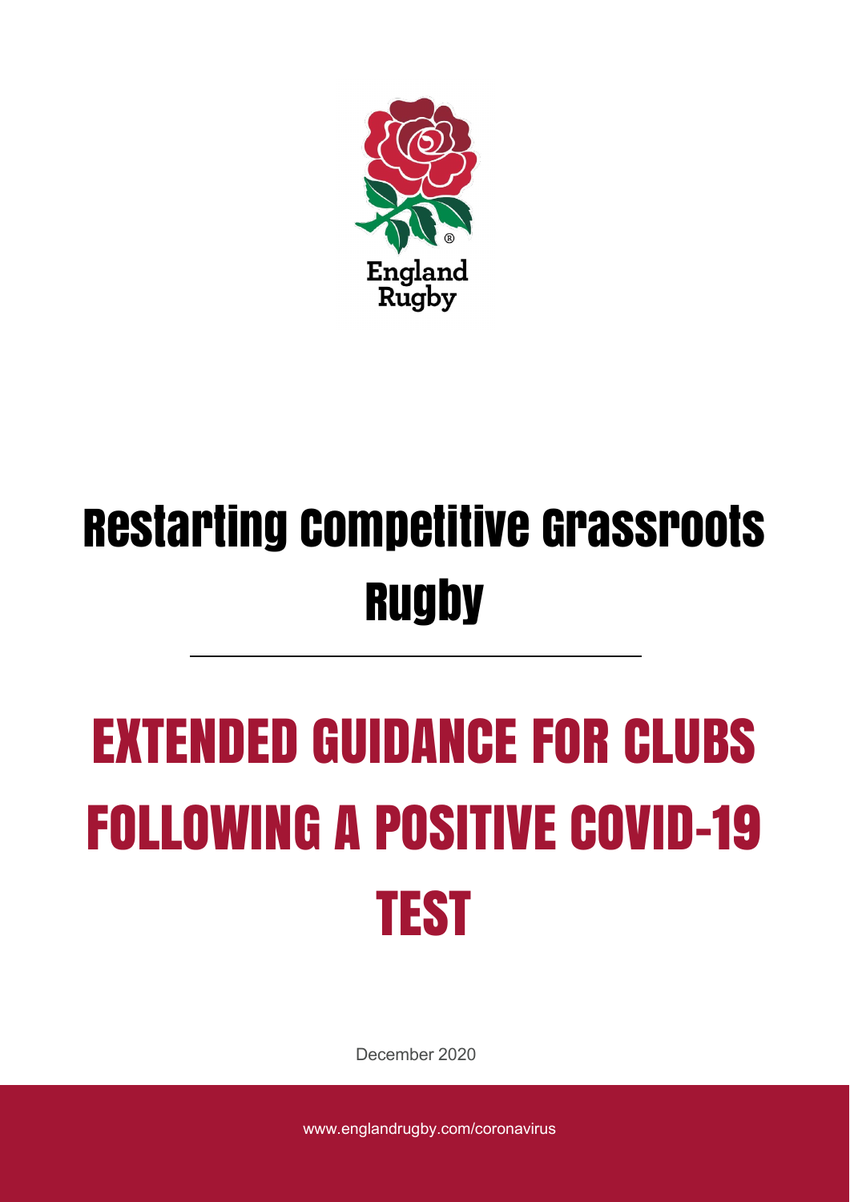England Rugby

# Restarting Competitive Grassroots Rugby

# EXTENDED GUIDANCE FOR CLUBS FOLLOWING A POSITIVE COVID-19 TEST

December 2020

www.englandrugby.com/coronavirus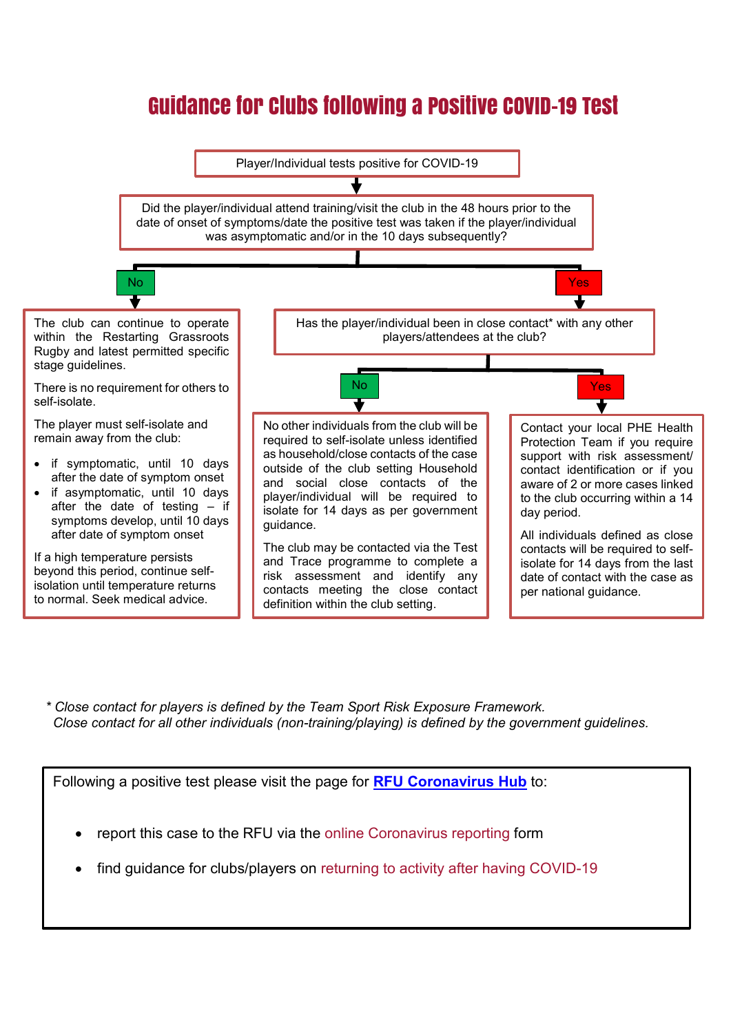# Guidance for Clubs following a Positive COVID-19 Test

Player/Individual tests positive for COVID-19

Did the player/individual attend training/visit the club in the 48 hours prior to the date of onset of symptoms/date the positive test was taken if the player/individual was asymptomatic and/or in the 10 days subsequently?

**No**

The club can continue to operate within the Restarting Grassroots Rugby and latest permitted specific stage guidelines.

There is no requirement for others to self-isolate.

The player must self-isolate and remain away from the club:

- if symptomatic, until 10 days after the date of symptom onset
- if asymptomatic, until 10 days after the date of testing – if symptoms develop, until 10 days after date of symptom onset

If a high temperature persists beyond this period, continue self-isolation until temperature returns to normal. Seek medical advice.

**Yes**

Has the player/individual been in close contact* with any other players/attendees at the club?

**No**

No other individuals from the club will be required to self-isolate unless identified as household/close contacts of the case outside of the club setting Household and social close contacts of the player/individual will be required to isolate for 14 days as per government guidance.

The club may be contacted via the Test and Trace programme to complete a risk assessment and identify any contacts meeting the close contact definition within the club setting.

**Yes**

Contact your local PHE Health Protection Team if you require support with risk assessment/ contact identification or if you aware of 2 or more cases linked to the club occurring within a 14 day period.

All individuals defined as close contacts will be required to self-isolate for 14 days from the last date of contact with the case as per national guidance.

*\* Close contact for players is defined by the Team Sport Risk Exposure Framework.*
*Close contact for all other individuals (non-training/playing) is defined by the government guidelines.*

Following a positive test please visit the page for **RFU Coronavirus Hub** to:

- report this case to the RFU via the online Coronavirus reporting form
- find guidance for clubs/players on returning to activity after having COVID-19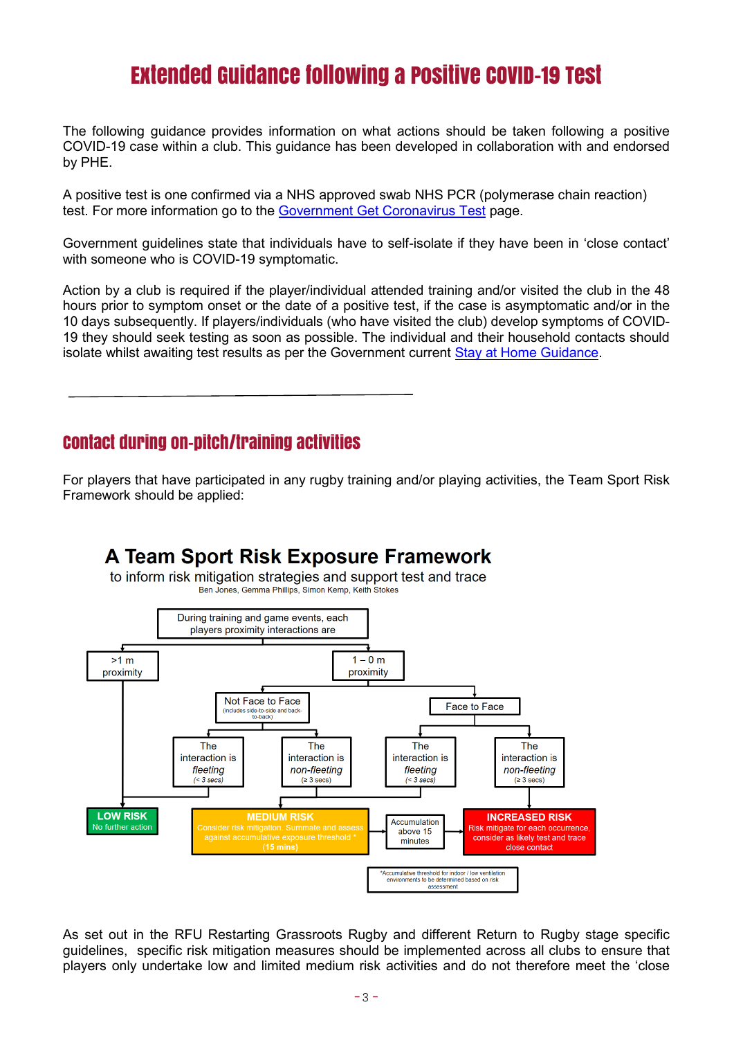# Extended Guidance following a Positive COVID-19 Test

The following guidance provides information on what actions should be taken following a positive COVID-19 case within a club. This guidance has been developed in collaboration with and endorsed by PHE.

A positive test is one confirmed via a NHS approved swab NHS PCR (polymerase chain reaction) test. For more information go to the Government Get Coronavirus Test page.

Government guidelines state that individuals have to self-isolate if they have been in 'close contact' with someone who is COVID-19 symptomatic.

Action by a club is required if the player/individual attended training and/or visited the club in the 48 hours prior to symptom onset or the date of a positive test, if the case is asymptomatic and/or in the 10 days subsequently. If players/individuals (who have visited the club) develop symptoms of COVID-19 they should seek testing as soon as possible. The individual and their household contacts should isolate whilst awaiting test results as per the Government current Stay at Home Guidance.

---

## Contact during on-pitch/training activities

For players that have participated in any rugby training and/or playing activities, the Team Sport Risk Framework should be applied:

**A Team Sport Risk Exposure Framework**

to inform risk mitigation strategies and support test and trace

Ben Jones, Gemma Phillips, Simon Kemp, Keith Stokes

During training and game events, each players proximity interactions are:

- **>1 m proximity** → **LOW RISK** – No further action
- **1 – 0 m proximity**
  - **Not Face to Face** (includes side-to-side and back-to-back)
    - The interaction is *fleeting* (< 3 secs) → **LOW RISK** – No further action
    - The interaction is *non-fleeting* (≥ 3 secs) → **MEDIUM RISK**
  - **Face to Face**
    - The interaction is *fleeting* (< 3 secs) → **MEDIUM RISK**
    - The interaction is *non-fleeting* (≥ 3 secs) → **INCREASED RISK**

**MEDIUM RISK** – Consider risk mitigation. Summate and assess against accumulative exposure threshold * (15 mins). Accumulation above 15 minutes → **INCREASED RISK**

**INCREASED RISK** – Risk mitigate for each occurrence, consider as likely test and trace close contact

*Accumulative threshold for indoor / low ventilation environments to be determined based on risk assessment

As set out in the RFU Restarting Grassroots Rugby and different Return to Rugby stage specific guidelines, specific risk mitigation measures should be implemented across all clubs to ensure that players only undertake low and limited medium risk activities and do not therefore meet the 'close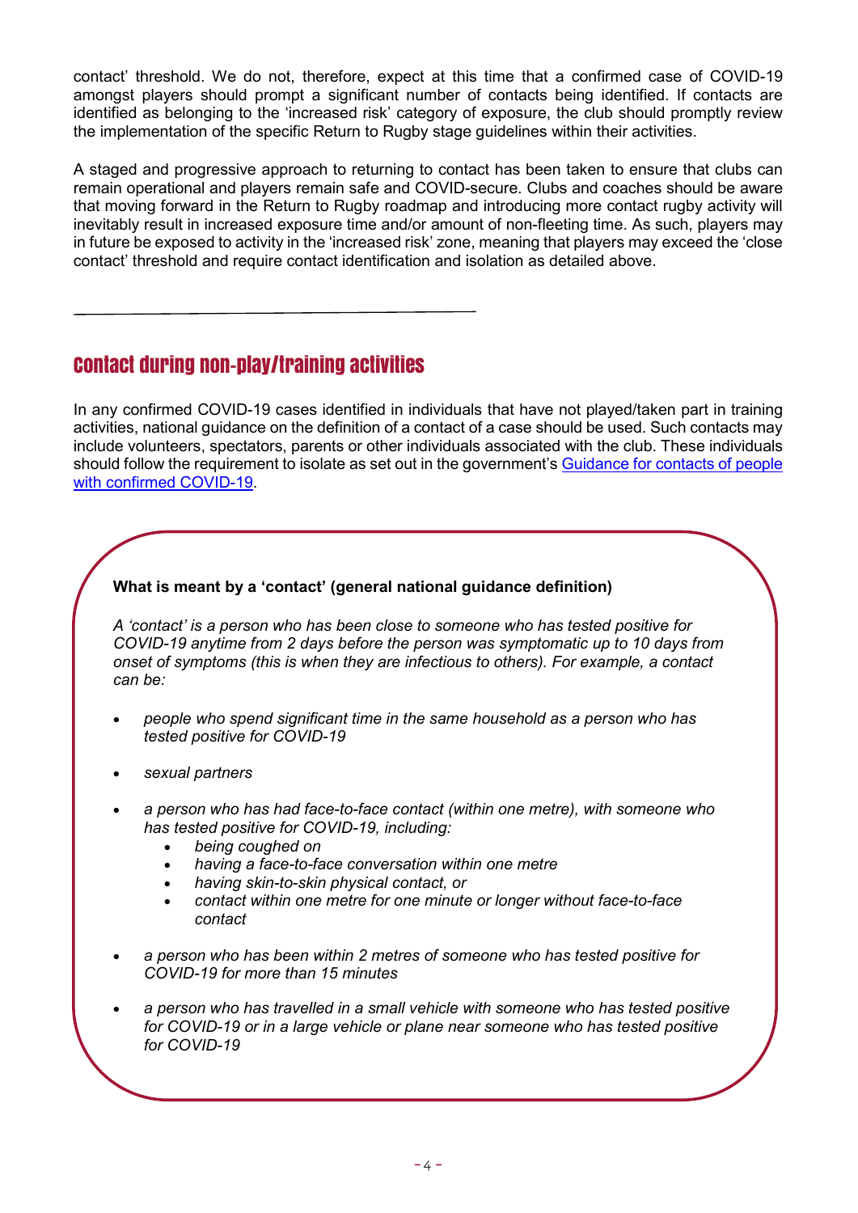contact' threshold. We do not, therefore, expect at this time that a confirmed case of COVID-19 amongst players should prompt a significant number of contacts being identified. If contacts are identified as belonging to the 'increased risk' category of exposure, the club should promptly review the implementation of the specific Return to Rugby stage guidelines within their activities.

A staged and progressive approach to returning to contact has been taken to ensure that clubs can remain operational and players remain safe and COVID-secure. Clubs and coaches should be aware that moving forward in the Return to Rugby roadmap and introducing more contact rugby activity will inevitably result in increased exposure time and/or amount of non-fleeting time. As such, players may in future be exposed to activity in the 'increased risk' zone, meaning that players may exceed the 'close contact' threshold and require contact identification and isolation as detailed above.

---

## Contact during non-play/training activities

In any confirmed COVID-19 cases identified in individuals that have not played/taken part in training activities, national guidance on the definition of a contact of a case should be used. Such contacts may include volunteers, spectators, parents or other individuals associated with the club. These individuals should follow the requirement to isolate as set out in the government's Guidance for contacts of people with confirmed COVID-19.

**What is meant by a 'contact' (general national guidance definition)**

*A 'contact' is a person who has been close to someone who has tested positive for COVID-19 anytime from 2 days before the person was symptomatic up to 10 days from onset of symptoms (this is when they are infectious to others). For example, a contact can be:*

- *people who spend significant time in the same household as a person who has tested positive for COVID-19*
- *sexual partners*
- *a person who has had face-to-face contact (within one metre), with someone who has tested positive for COVID-19, including:*
  - *being coughed on*
  - *having a face-to-face conversation within one metre*
  - *having skin-to-skin physical contact, or*
  - *contact within one metre for one minute or longer without face-to-face contact*
- *a person who has been within 2 metres of someone who has tested positive for COVID-19 for more than 15 minutes*
- *a person who has travelled in a small vehicle with someone who has tested positive for COVID-19 or in a large vehicle or plane near someone who has tested positive for COVID-19*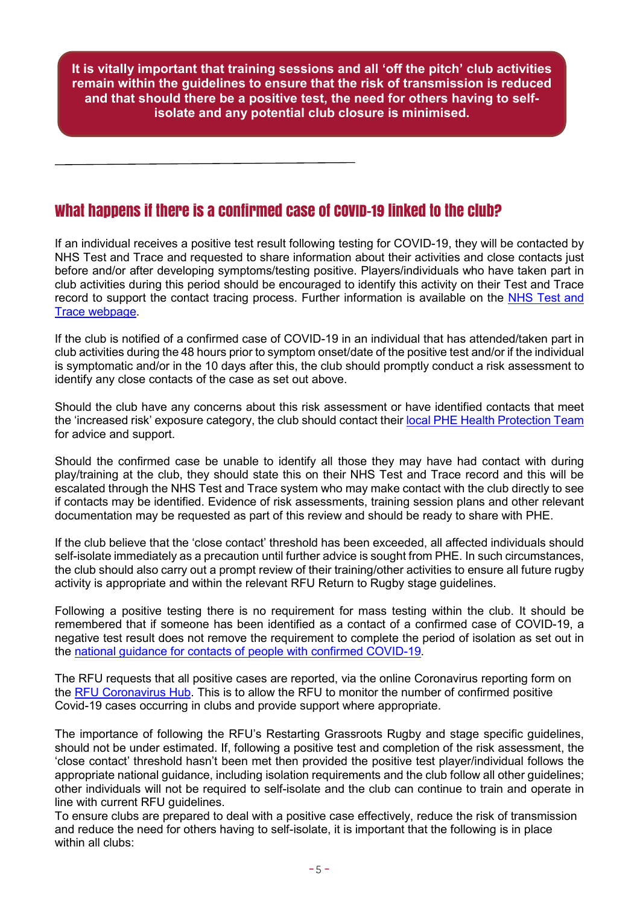**It is vitally important that training sessions and all 'off the pitch' club activities remain within the guidelines to ensure that the risk of transmission is reduced and that should there be a positive test, the need for others having to self-isolate and any potential club closure is minimised.**

---

## What happens if there is a confirmed case of COVID-19 linked to the club?

If an individual receives a positive test result following testing for COVID-19, they will be contacted by NHS Test and Trace and requested to share information about their activities and close contacts just before and/or after developing symptoms/testing positive. Players/individuals who have taken part in club activities during this period should be encouraged to identify this activity on their Test and Trace record to support the contact tracing process. Further information is available on the [NHS Test and Trace webpage](#).

If the club is notified of a confirmed case of COVID-19 in an individual that has attended/taken part in club activities during the 48 hours prior to symptom onset/date of the positive test and/or if the individual is symptomatic and/or in the 10 days after this, the club should promptly conduct a risk assessment to identify any close contacts of the case as set out above.

Should the club have any concerns about this risk assessment or have identified contacts that meet the 'increased risk' exposure category, the club should contact their [local PHE Health Protection Team](#) for advice and support.

Should the confirmed case be unable to identify all those they may have had contact with during play/training at the club, they should state this on their NHS Test and Trace record and this will be escalated through the NHS Test and Trace system who may make contact with the club directly to see if contacts may be identified. Evidence of risk assessments, training session plans and other relevant documentation may be requested as part of this review and should be ready to share with PHE.

If the club believe that the 'close contact' threshold has been exceeded, all affected individuals should self-isolate immediately as a precaution until further advice is sought from PHE. In such circumstances, the club should also carry out a prompt review of their training/other activities to ensure all future rugby activity is appropriate and within the relevant RFU Return to Rugby stage guidelines.

Following a positive testing there is no requirement for mass testing within the club. It should be remembered that if someone has been identified as a contact of a confirmed case of COVID-19, a negative test result does not remove the requirement to complete the period of isolation as set out in the [national guidance for contacts of people with confirmed COVID-19](#).

The RFU requests that all positive cases are reported, via the online Coronavirus reporting form on the [RFU Coronavirus Hub](#). This is to allow the RFU to monitor the number of confirmed positive Covid-19 cases occurring in clubs and provide support where appropriate.

The importance of following the RFU's Restarting Grassroots Rugby and stage specific guidelines, should not be under estimated. If, following a positive test and completion of the risk assessment, the 'close contact' threshold hasn't been met then provided the positive test player/individual follows the appropriate national guidance, including isolation requirements and the club follow all other guidelines; other individuals will not be required to self-isolate and the club can continue to train and operate in line with current RFU guidelines.

To ensure clubs are prepared to deal with a positive case effectively, reduce the risk of transmission and reduce the need for others having to self-isolate, it is important that the following is in place within all clubs: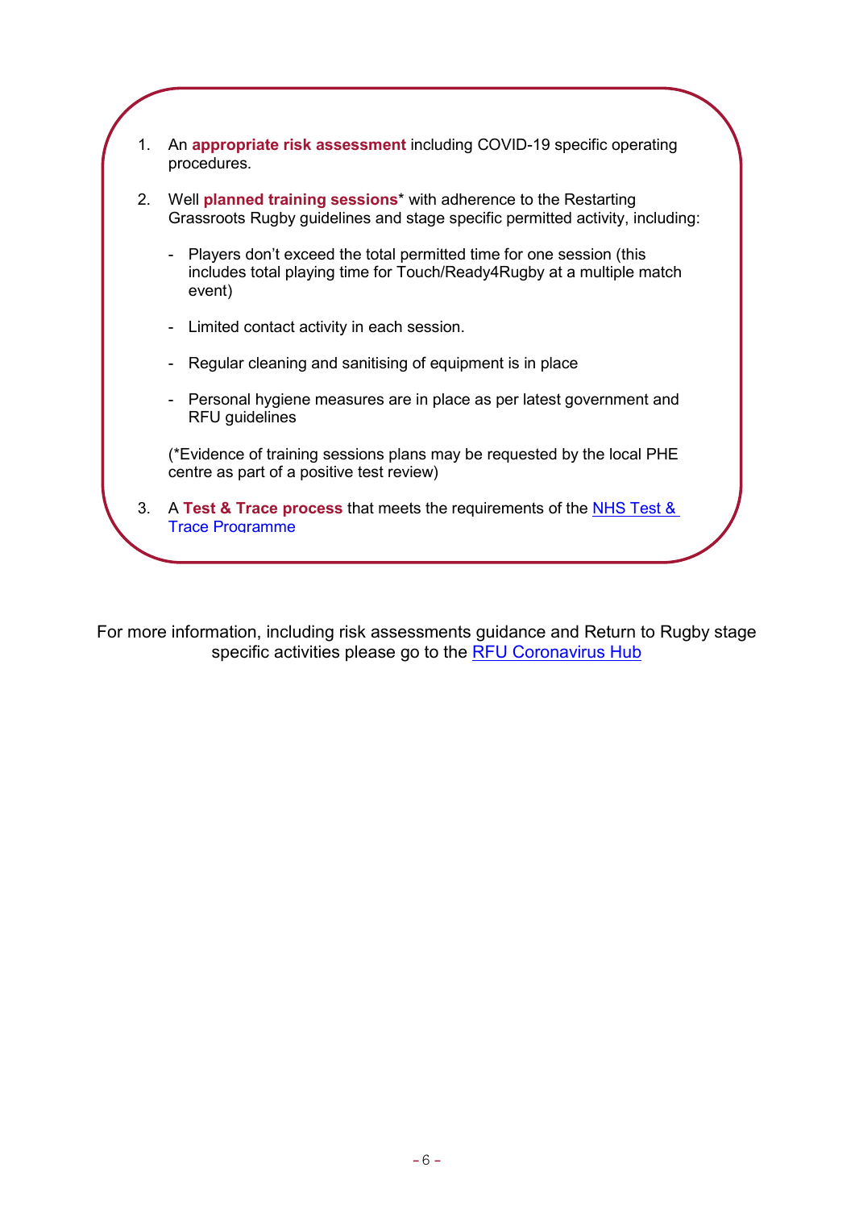1. An **appropriate risk assessment** including COVID-19 specific operating procedures.

2. Well **planned training sessions*** with adherence to the Restarting Grassroots Rugby guidelines and stage specific permitted activity, including:

   - Players don't exceed the total permitted time for one session (this includes total playing time for Touch/Ready4Rugby at a multiple match event)

   - Limited contact activity in each session.

   - Regular cleaning and sanitising of equipment is in place

   - Personal hygiene measures are in place as per latest government and RFU guidelines

   (*Evidence of training sessions plans may be requested by the local PHE centre as part of a positive test review)

3. A **Test & Trace process** that meets the requirements of the NHS Test & Trace Programme

For more information, including risk assessments guidance and Return to Rugby stage specific activities please go to the RFU Coronavirus Hub